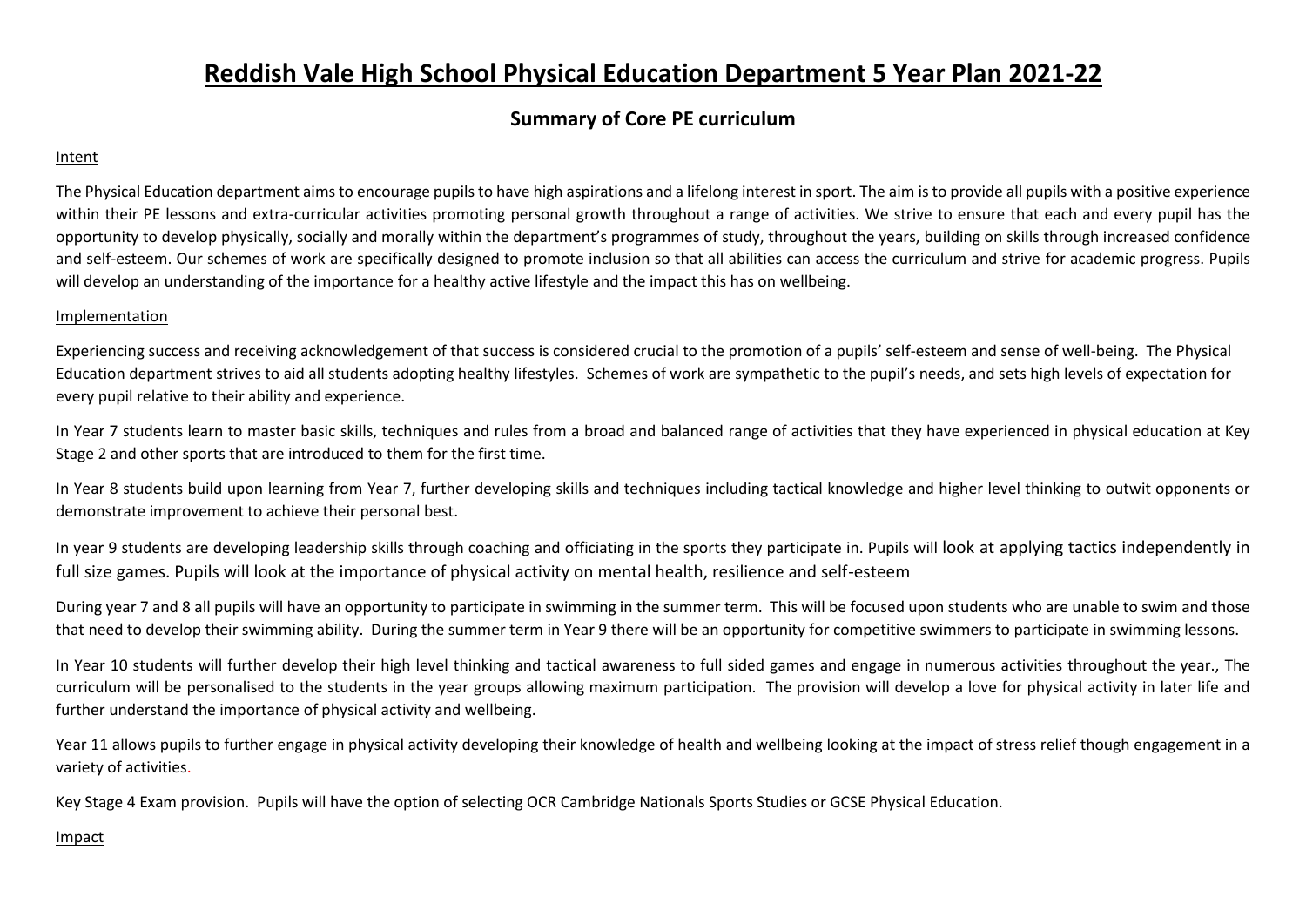# Reddish Vale High School Physical Education Department 5 Year Plan 2021-22

## Summary of Core PE curriculum

Intent

The Physical Education department aims to encourage pupils to have high aspirations and a lifelong interest in sport. The aim is to provide all pupils with a positive experience within their PE lessons and extra-curricular activities promoting personal growth throughout a range of activities. We strive to ensure that each and every pupil has the opportunity to develop physically, socially and morally within the department's programmes of study, throughout the years, building on skills through increased confidence and self-esteem. Our schemes of work are specifically designed to promote inclusion so that all abilities can access the curriculum and strive for academic progress. Pupils will develop an understanding of the importance for a healthy active lifestyle and the impact this has on wellbeing.

Implementation

Experiencing success and receiving acknowledgement of that success is considered crucial to the promotion of a pupils' self-esteem and sense of well-being. The Physical Education department strives to aid all students adopting healthy lifestyles. Schemes of work are sympathetic to the pupil's needs, and sets high levels of expectation for every pupil relative to their ability and experience.

In Year 7 students learn to master basic skills, techniques and rules from a broad and balanced range of activities that they have experienced in physical education at Key Stage 2 and other sports that are introduced to them for the first time.

In Year 8 students build upon learning from Year 7, further developing skills and techniques including tactical knowledge and higher level thinking to outwit opponents or demonstrate improvement to achieve their personal best.

In year 9 students are developing leadership skills through coaching and officiating in the sports they participate in. Pupils will look at applying tactics independently in full size games. Pupils will look at the importance of physical activity on mental health, resilience and self-esteem

During year 7 and 8 all pupils will have an opportunity to participate in swimming in the summer term. This will be focused upon students who are unable to swim and those that need to develop their swimming ability. During the summer term in Year 9 there will be an opportunity for competitive swimmers to participate in swimming lessons.

In Year 10 students will further develop their high level thinking and tactical awareness to full sided games and engage in numerous activities throughout the year., The curriculum will be personalised to the students in the year groups allowing maximum participation. The provision will develop a love for physical activity in later life and further understand the importance of physical activity and wellbeing.

Year 11 allows pupils to further engage in physical activity developing their knowledge of health and wellbeing looking at the impact of stress relief though engagement in a variety of activities.

Key Stage 4 Exam provision. Pupils will have the option of selecting OCR Cambridge Nationals Sports Studies or GCSE Physical Education.

Impact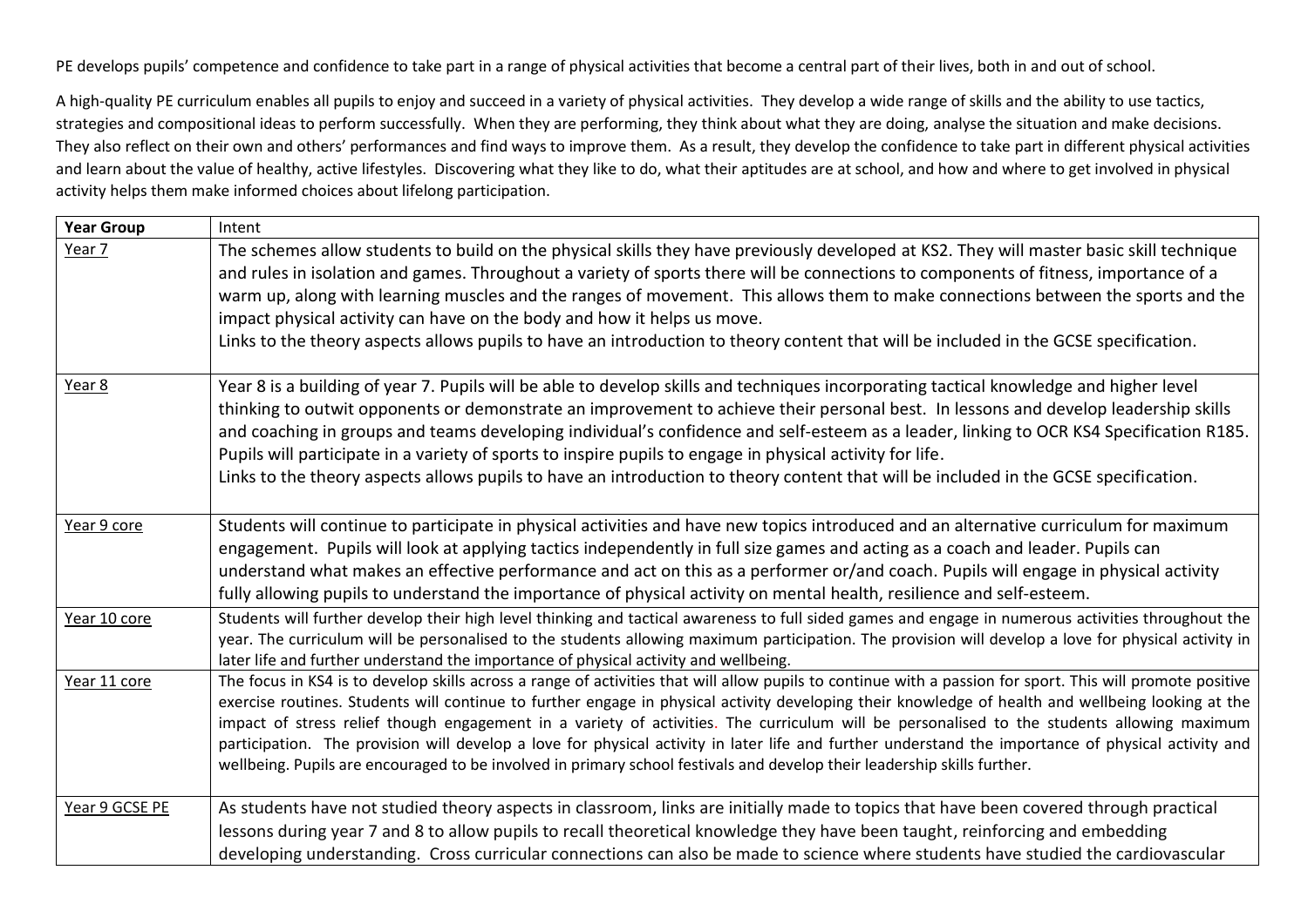PE develops pupils' competence and confidence to take part in a range of physical activities that become a central part of their lives, both in and out of school.

A high-quality PE curriculum enables all pupils to enjoy and succeed in a variety of physical activities. They develop a wide range of skills and the ability to use tactics, strategies and compositional ideas to perform successfully. When they are performing, they think about what they are doing, analyse the situation and make decisions. They also reflect on their own and others' performances and find ways to improve them. As a result, they develop the confidence to take part in different physical activities and learn about the value of healthy, active lifestyles. Discovering what they like to do, what their aptitudes are at school, and how and where to get involved in physical activity helps them make informed choices about lifelong participation.

| **Year Group** | Intent |
|---|---|
| Year 7 | The schemes allow students to build on the physical skills they have previously developed at KS2. They will master basic skill technique and rules in isolation and games. Throughout a variety of sports there will be connections to components of fitness, importance of a warm up, along with learning muscles and the ranges of movement. This allows them to make connections between the sports and the impact physical activity can have on the body and how it helps us move.<br>Links to the theory aspects allows pupils to have an introduction to theory content that will be included in the GCSE specification. |
| Year 8 | Year 8 is a building of year 7. Pupils will be able to develop skills and techniques incorporating tactical knowledge and higher level thinking to outwit opponents or demonstrate an improvement to achieve their personal best. In lessons and develop leadership skills and coaching in groups and teams developing individual's confidence and self-esteem as a leader, linking to OCR KS4 Specification R185. Pupils will participate in a variety of sports to inspire pupils to engage in physical activity for life.<br>Links to the theory aspects allows pupils to have an introduction to theory content that will be included in the GCSE specification. |
| Year 9 core | Students will continue to participate in physical activities and have new topics introduced and an alternative curriculum for maximum engagement. Pupils will look at applying tactics independently in full size games and acting as a coach and leader. Pupils can understand what makes an effective performance and act on this as a performer or/and coach. Pupils will engage in physical activity fully allowing pupils to understand the importance of physical activity on mental health, resilience and self-esteem. |
| Year 10 core | Students will further develop their high level thinking and tactical awareness to full sided games and engage in numerous activities throughout the year. The curriculum will be personalised to the students allowing maximum participation. The provision will develop a love for physical activity in later life and further understand the importance of physical activity and wellbeing. |
| Year 11 core | The focus in KS4 is to develop skills across a range of activities that will allow pupils to continue with a passion for sport. This will promote positive exercise routines. Students will continue to further engage in physical activity developing their knowledge of health and wellbeing looking at the impact of stress relief though engagement in a variety of activities. The curriculum will be personalised to the students allowing maximum participation. The provision will develop a love for physical activity in later life and further understand the importance of physical activity and wellbeing. Pupils are encouraged to be involved in primary school festivals and develop their leadership skills further. |
| Year 9 GCSE PE | As students have not studied theory aspects in classroom, links are initially made to topics that have been covered through practical lessons during year 7 and 8 to allow pupils to recall theoretical knowledge they have been taught, reinforcing and embedding developing understanding. Cross curricular connections can also be made to science where students have studied the cardiovascular |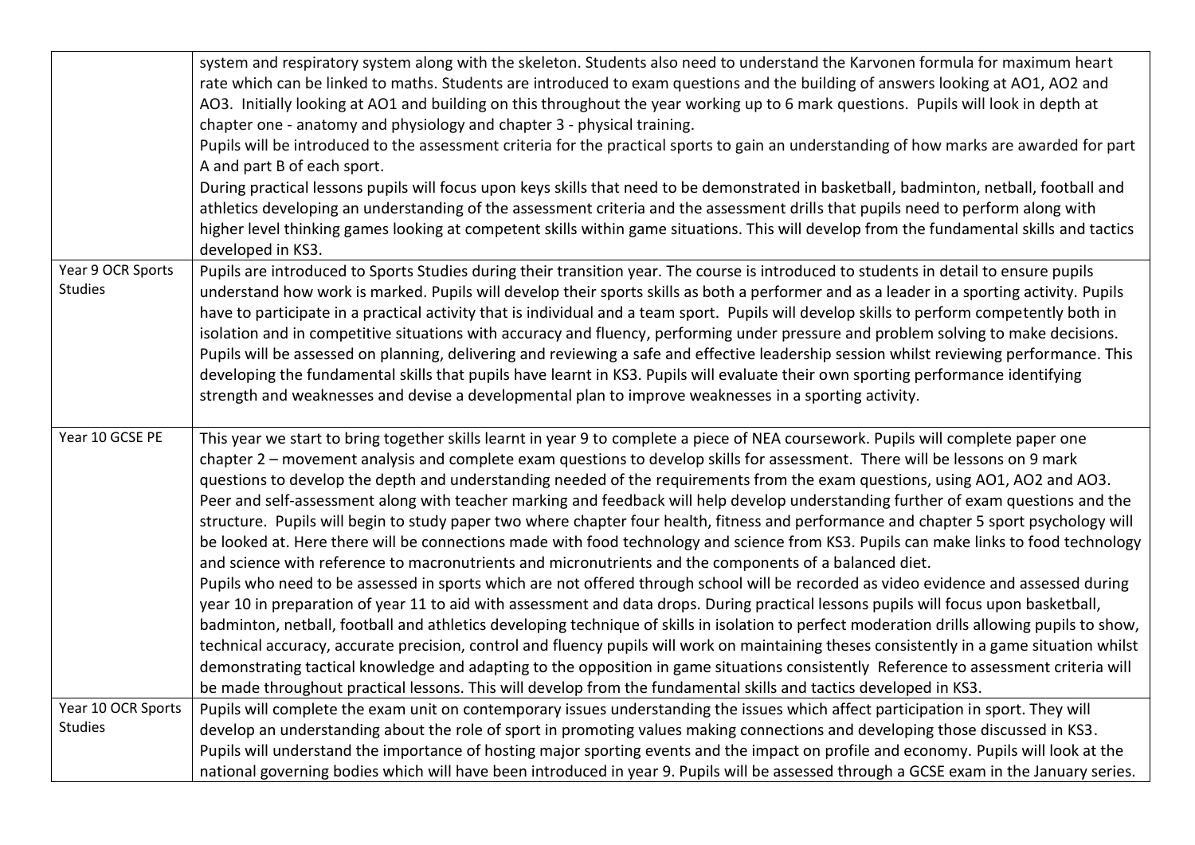| | |
|---|---|
| | system and respiratory system along with the skeleton. Students also need to understand the Karvonen formula for maximum heart rate which can be linked to maths. Students are introduced to exam questions and the building of answers looking at AO1, AO2 and AO3. Initially looking at AO1 and building on this throughout the year working up to 6 mark questions. Pupils will look in depth at chapter one - anatomy and physiology and chapter 3 - physical training.<br>Pupils will be introduced to the assessment criteria for the practical sports to gain an understanding of how marks are awarded for part A and part B of each sport.<br>During practical lessons pupils will focus upon keys skills that need to be demonstrated in basketball, badminton, netball, football and athletics developing an understanding of the assessment criteria and the assessment drills that pupils need to perform along with higher level thinking games looking at competent skills within game situations. This will develop from the fundamental skills and tactics developed in KS3. |
| Year 9 OCR Sports Studies | Pupils are introduced to Sports Studies during their transition year. The course is introduced to students in detail to ensure pupils understand how work is marked. Pupils will develop their sports skills as both a performer and as a leader in a sporting activity. Pupils have to participate in a practical activity that is individual and a team sport. Pupils will develop skills to perform competently both in isolation and in competitive situations with accuracy and fluency, performing under pressure and problem solving to make decisions. Pupils will be assessed on planning, delivering and reviewing a safe and effective leadership session whilst reviewing performance. This developing the fundamental skills that pupils have learnt in KS3. Pupils will evaluate their own sporting performance identifying strength and weaknesses and devise a developmental plan to improve weaknesses in a sporting activity. |
| Year 10 GCSE PE | This year we start to bring together skills learnt in year 9 to complete a piece of NEA coursework. Pupils will complete paper one chapter 2 – movement analysis and complete exam questions to develop skills for assessment. There will be lessons on 9 mark questions to develop the depth and understanding needed of the requirements from the exam questions, using AO1, AO2 and AO3. Peer and self-assessment along with teacher marking and feedback will help develop understanding further of exam questions and the structure. Pupils will begin to study paper two where chapter four health, fitness and performance and chapter 5 sport psychology will be looked at. Here there will be connections made with food technology and science from KS3. Pupils can make links to food technology and science with reference to macronutrients and micronutrients and the components of a balanced diet.<br>Pupils who need to be assessed in sports which are not offered through school will be recorded as video evidence and assessed during year 10 in preparation of year 11 to aid with assessment and data drops. During practical lessons pupils will focus upon basketball, badminton, netball, football and athletics developing technique of skills in isolation to perfect moderation drills allowing pupils to show, technical accuracy, accurate precision, control and fluency pupils will work on maintaining theses consistently in a game situation whilst demonstrating tactical knowledge and adapting to the opposition in game situations consistently Reference to assessment criteria will be made throughout practical lessons. This will develop from the fundamental skills and tactics developed in KS3. |
| Year 10 OCR Sports Studies | Pupils will complete the exam unit on contemporary issues understanding the issues which affect participation in sport. They will develop an understanding about the role of sport in promoting values making connections and developing those discussed in KS3. Pupils will understand the importance of hosting major sporting events and the impact on profile and economy. Pupils will look at the national governing bodies which will have been introduced in year 9. Pupils will be assessed through a GCSE exam in the January series. |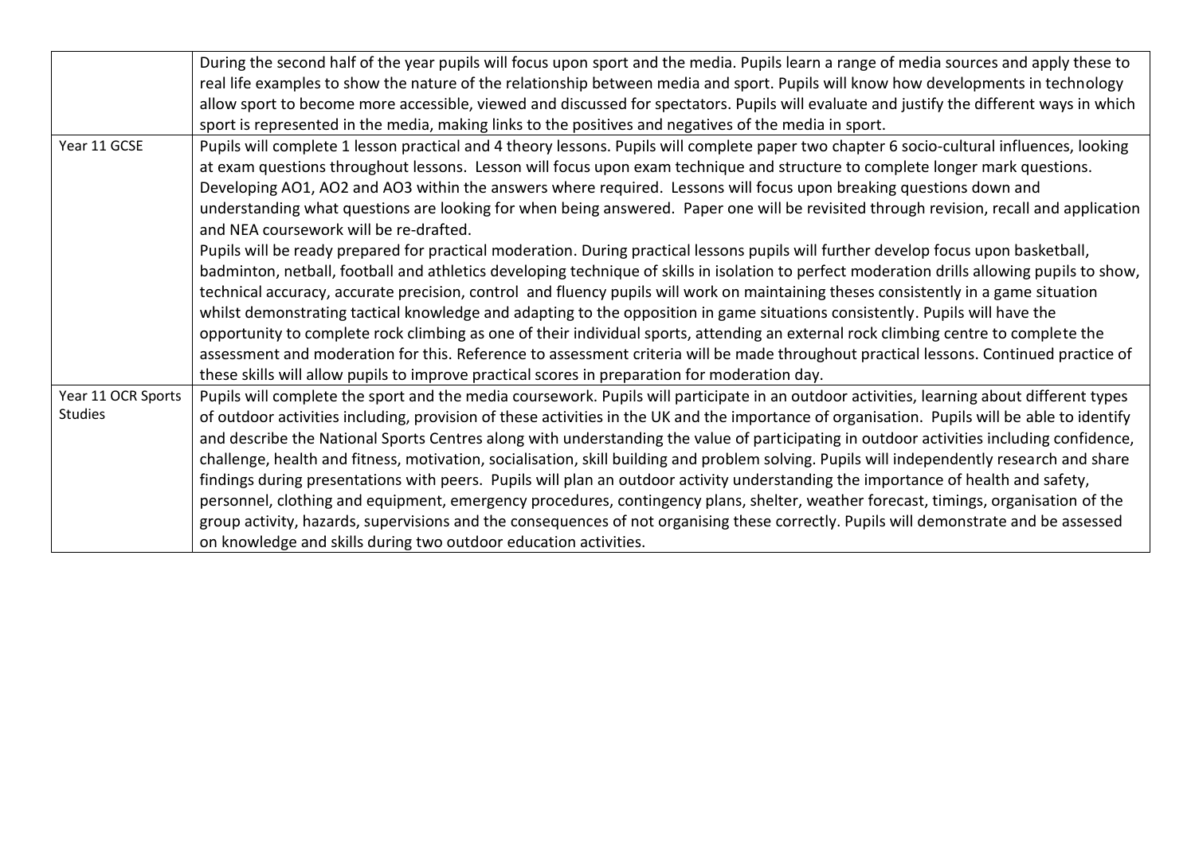| | |
|---|---|
| | During the second half of the year pupils will focus upon sport and the media. Pupils learn a range of media sources and apply these to real life examples to show the nature of the relationship between media and sport. Pupils will know how developments in technology allow sport to become more accessible, viewed and discussed for spectators. Pupils will evaluate and justify the different ways in which sport is represented in the media, making links to the positives and negatives of the media in sport. |
| Year 11 GCSE | Pupils will complete 1 lesson practical and 4 theory lessons. Pupils will complete paper two chapter 6 socio-cultural influences, looking at exam questions throughout lessons. Lesson will focus upon exam technique and structure to complete longer mark questions. Developing AO1, AO2 and AO3 within the answers where required. Lessons will focus upon breaking questions down and understanding what questions are looking for when being answered. Paper one will be revisited through revision, recall and application and NEA coursework will be re-drafted.<br>Pupils will be ready prepared for practical moderation. During practical lessons pupils will further develop focus upon basketball, badminton, netball, football and athletics developing technique of skills in isolation to perfect moderation drills allowing pupils to show, technical accuracy, accurate precision, control and fluency pupils will work on maintaining theses consistently in a game situation whilst demonstrating tactical knowledge and adapting to the opposition in game situations consistently. Pupils will have the opportunity to complete rock climbing as one of their individual sports, attending an external rock climbing centre to complete the assessment and moderation for this. Reference to assessment criteria will be made throughout practical lessons. Continued practice of these skills will allow pupils to improve practical scores in preparation for moderation day. |
| Year 11 OCR Sports Studies | Pupils will complete the sport and the media coursework. Pupils will participate in an outdoor activities, learning about different types of outdoor activities including, provision of these activities in the UK and the importance of organisation. Pupils will be able to identify and describe the National Sports Centres along with understanding the value of participating in outdoor activities including confidence, challenge, health and fitness, motivation, socialisation, skill building and problem solving. Pupils will independently research and share findings during presentations with peers. Pupils will plan an outdoor activity understanding the importance of health and safety, personnel, clothing and equipment, emergency procedures, contingency plans, shelter, weather forecast, timings, organisation of the group activity, hazards, supervisions and the consequences of not organising these correctly. Pupils will demonstrate and be assessed on knowledge and skills during two outdoor education activities. |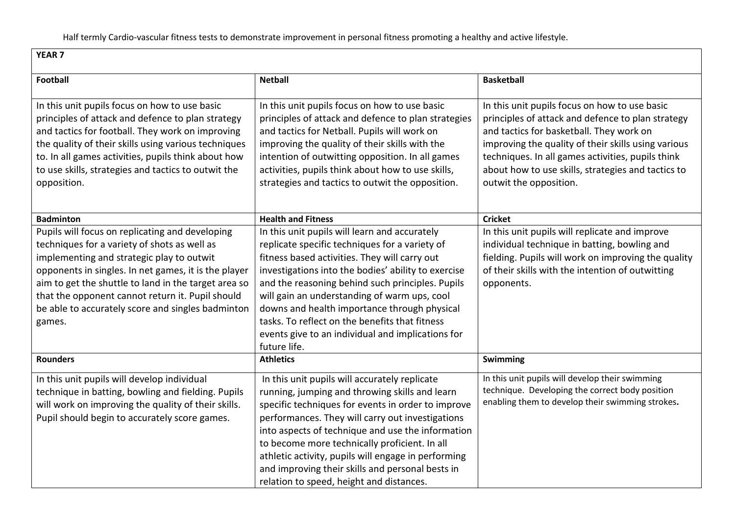Half termly Cardio-vascular fitness tests to demonstrate improvement in personal fitness promoting a healthy and active lifestyle.

| **YEAR 7** | | |
|---|---|---|
| **Football** | **Netball** | **Basketball** |
| In this unit pupils focus on how to use basic principles of attack and defence to plan strategy and tactics for football. They work on improving the quality of their skills using various techniques to. In all games activities, pupils think about how to use skills, strategies and tactics to outwit the opposition. | In this unit pupils focus on how to use basic principles of attack and defence to plan strategies and tactics for Netball. Pupils will work on improving the quality of their skills with the intention of outwitting opposition. In all games activities, pupils think about how to use skills, strategies and tactics to outwit the opposition. | In this unit pupils focus on how to use basic principles of attack and defence to plan strategy and tactics for basketball. They work on improving the quality of their skills using various techniques. In all games activities, pupils think about how to use skills, strategies and tactics to outwit the opposition. |
| **Badminton** | **Health and Fitness** | **Cricket** |
| Pupils will focus on replicating and developing techniques for a variety of shots as well as implementing and strategic play to outwit opponents in singles. In net games, it is the player aim to get the shuttle to land in the target area so that the opponent cannot return it. Pupil should be able to accurately score and singles badminton games. | In this unit pupils will learn and accurately replicate specific techniques for a variety of fitness based activities. They will carry out investigations into the bodies' ability to exercise and the reasoning behind such principles. Pupils will gain an understanding of warm ups, cool downs and health importance through physical tasks. To reflect on the benefits that fitness events give to an individual and implications for future life. | In this unit pupils will replicate and improve individual technique in batting, bowling and fielding. Pupils will work on improving the quality of their skills with the intention of outwitting opponents. |
| **Rounders** | **Athletics** | **Swimming** |
| In this unit pupils will develop individual technique in batting, bowling and fielding. Pupils will work on improving the quality of their skills. Pupil should begin to accurately score games. | In this unit pupils will accurately replicate running, jumping and throwing skills and learn specific techniques for events in order to improve performances. They will carry out investigations into aspects of technique and use the information to become more technically proficient. In all athletic activity, pupils will engage in performing and improving their skills and personal bests in relation to speed, height and distances. | In this unit pupils will develop their swimming technique. Developing the correct body position enabling them to develop their swimming strokes**.** |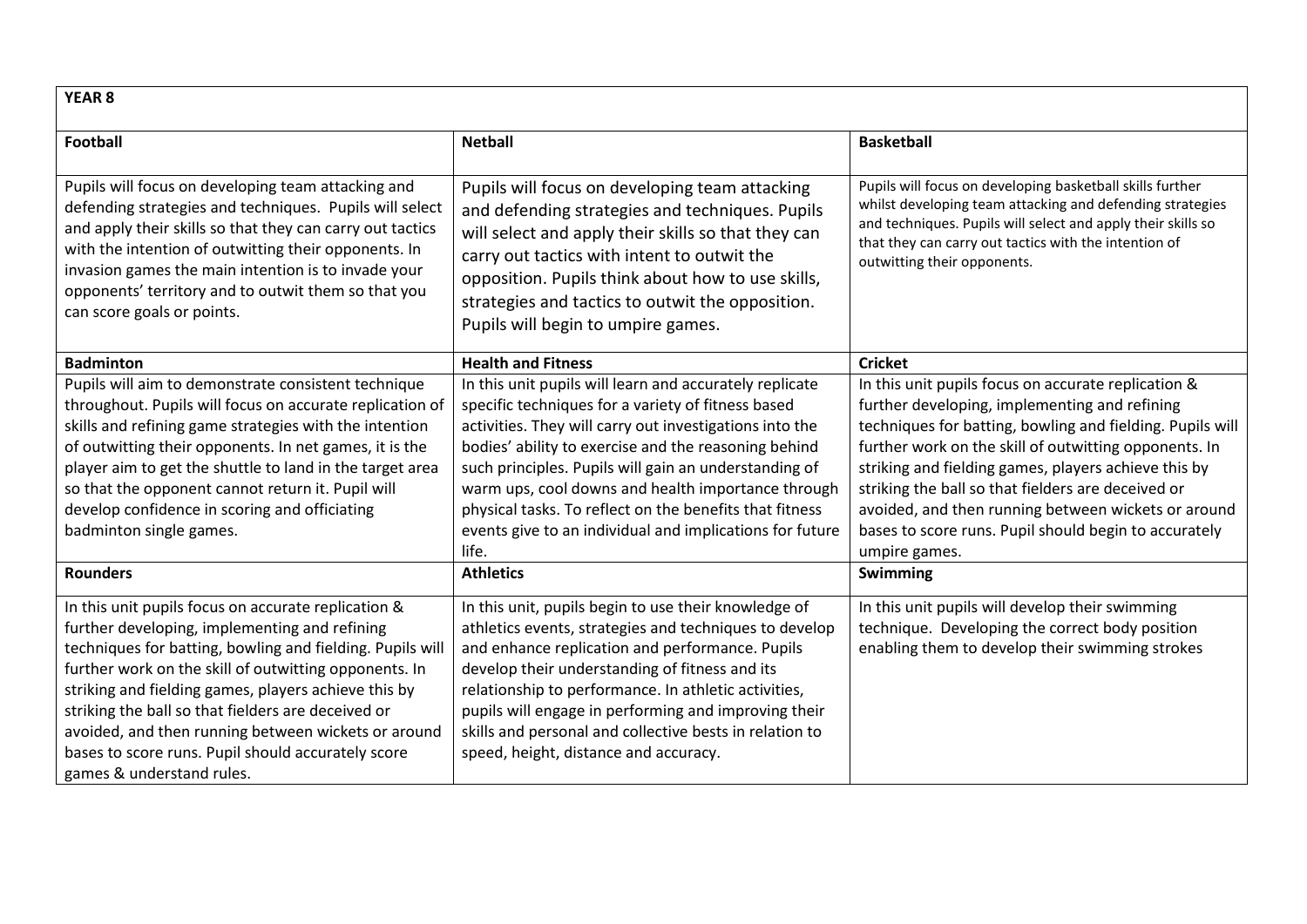| YEAR 8 | | |
|---|---|---|
| **Football** | **Netball** | **Basketball** |
| Pupils will focus on developing team attacking and defending strategies and techniques. Pupils will select and apply their skills so that they can carry out tactics with the intention of outwitting their opponents. In invasion games the main intention is to invade your opponents' territory and to outwit them so that you can score goals or points. | Pupils will focus on developing team attacking and defending strategies and techniques. Pupils will select and apply their skills so that they can carry out tactics with intent to outwit the opposition. Pupils think about how to use skills, strategies and tactics to outwit the opposition. Pupils will begin to umpire games. | Pupils will focus on developing basketball skills further whilst developing team attacking and defending strategies and techniques. Pupils will select and apply their skills so that they can carry out tactics with the intention of outwitting their opponents. |
| **Badminton** | **Health and Fitness** | **Cricket** |
| Pupils will aim to demonstrate consistent technique throughout. Pupils will focus on accurate replication of skills and refining game strategies with the intention of outwitting their opponents. In net games, it is the player aim to get the shuttle to land in the target area so that the opponent cannot return it. Pupil will develop confidence in scoring and officiating badminton single games. | In this unit pupils will learn and accurately replicate specific techniques for a variety of fitness based activities. They will carry out investigations into the bodies' ability to exercise and the reasoning behind such principles. Pupils will gain an understanding of warm ups, cool downs and health importance through physical tasks. To reflect on the benefits that fitness events give to an individual and implications for future life. | In this unit pupils focus on accurate replication & further developing, implementing and refining techniques for batting, bowling and fielding. Pupils will further work on the skill of outwitting opponents. In striking and fielding games, players achieve this by striking the ball so that fielders are deceived or avoided, and then running between wickets or around bases to score runs. Pupil should begin to accurately umpire games. |
| **Rounders** | **Athletics** | **Swimming** |
| In this unit pupils focus on accurate replication & further developing, implementing and refining techniques for batting, bowling and fielding. Pupils will further work on the skill of outwitting opponents. In striking and fielding games, players achieve this by striking the ball so that fielders are deceived or avoided, and then running between wickets or around bases to score runs. Pupil should accurately score games & understand rules. | In this unit, pupils begin to use their knowledge of athletics events, strategies and techniques to develop and enhance replication and performance. Pupils develop their understanding of fitness and its relationship to performance. In athletic activities, pupils will engage in performing and improving their skills and personal and collective bests in relation to speed, height, distance and accuracy. | In this unit pupils will develop their swimming technique. Developing the correct body position enabling them to develop their swimming strokes |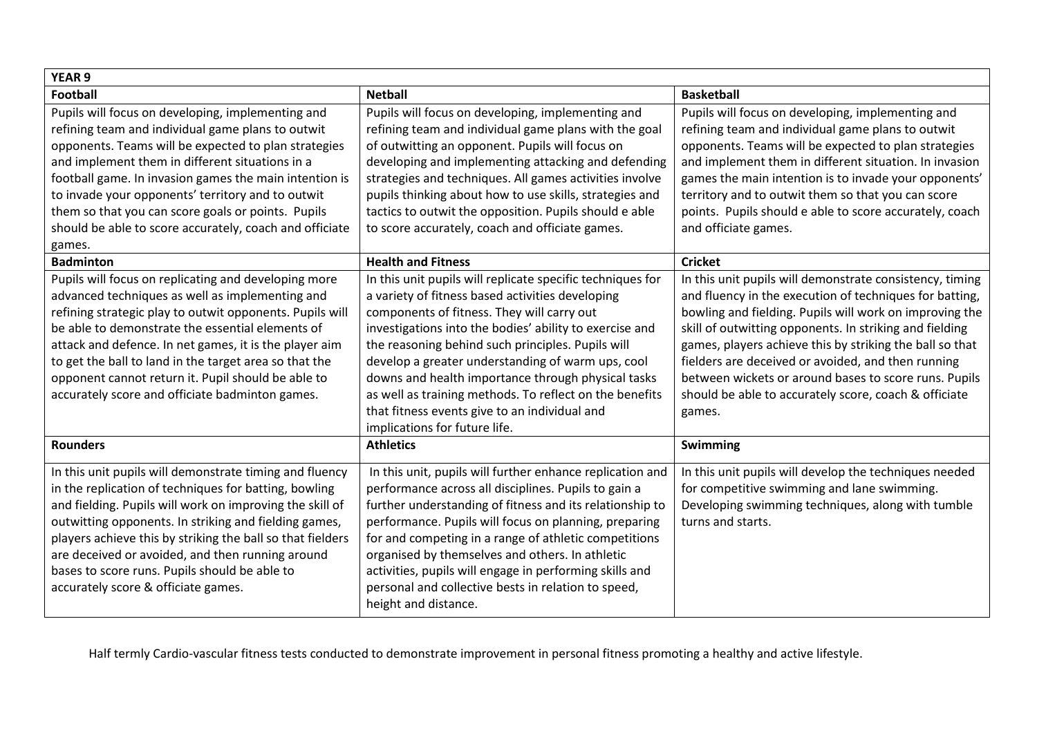| YEAR 9 | | |
|---|---|---|
| **Football** | **Netball** | **Basketball** |
| Pupils will focus on developing, implementing and refining team and individual game plans to outwit opponents. Teams will be expected to plan strategies and implement them in different situations in a football game. In invasion games the main intention is to invade your opponents' territory and to outwit them so that you can score goals or points. Pupils should be able to score accurately, coach and officiate games. | Pupils will focus on developing, implementing and refining team and individual game plans with the goal of outwitting an opponent. Pupils will focus on developing and implementing attacking and defending strategies and techniques. All games activities involve pupils thinking about how to use skills, strategies and tactics to outwit the opposition. Pupils should e able to score accurately, coach and officiate games. | Pupils will focus on developing, implementing and refining team and individual game plans to outwit opponents. Teams will be expected to plan strategies and implement them in different situation. In invasion games the main intention is to invade your opponents' territory and to outwit them so that you can score points. Pupils should e able to score accurately, coach and officiate games. |
| **Badminton** | **Health and Fitness** | **Cricket** |
| Pupils will focus on replicating and developing more advanced techniques as well as implementing and refining strategic play to outwit opponents. Pupils will be able to demonstrate the essential elements of attack and defence. In net games, it is the player aim to get the ball to land in the target area so that the opponent cannot return it. Pupil should be able to accurately score and officiate badminton games. | In this unit pupils will replicate specific techniques for a variety of fitness based activities developing components of fitness. They will carry out investigations into the bodies' ability to exercise and the reasoning behind such principles. Pupils will develop a greater understanding of warm ups, cool downs and health importance through physical tasks as well as training methods. To reflect on the benefits that fitness events give to an individual and implications for future life. | In this unit pupils will demonstrate consistency, timing and fluency in the execution of techniques for batting, bowling and fielding. Pupils will work on improving the skill of outwitting opponents. In striking and fielding games, players achieve this by striking the ball so that fielders are deceived or avoided, and then running between wickets or around bases to score runs. Pupils should be able to accurately score, coach & officiate games. |
| **Rounders** | **Athletics** | **Swimming** |
| In this unit pupils will demonstrate timing and fluency in the replication of techniques for batting, bowling and fielding. Pupils will work on improving the skill of outwitting opponents. In striking and fielding games, players achieve this by striking the ball so that fielders are deceived or avoided, and then running around bases to score runs. Pupils should be able to accurately score & officiate games. | In this unit, pupils will further enhance replication and performance across all disciplines. Pupils to gain a further understanding of fitness and its relationship to performance. Pupils will focus on planning, preparing for and competing in a range of athletic competitions organised by themselves and others. In athletic activities, pupils will engage in performing skills and personal and collective bests in relation to speed, height and distance. | In this unit pupils will develop the techniques needed for competitive swimming and lane swimming. Developing swimming techniques, along with tumble turns and starts. |

Half termly Cardio-vascular fitness tests conducted to demonstrate improvement in personal fitness promoting a healthy and active lifestyle.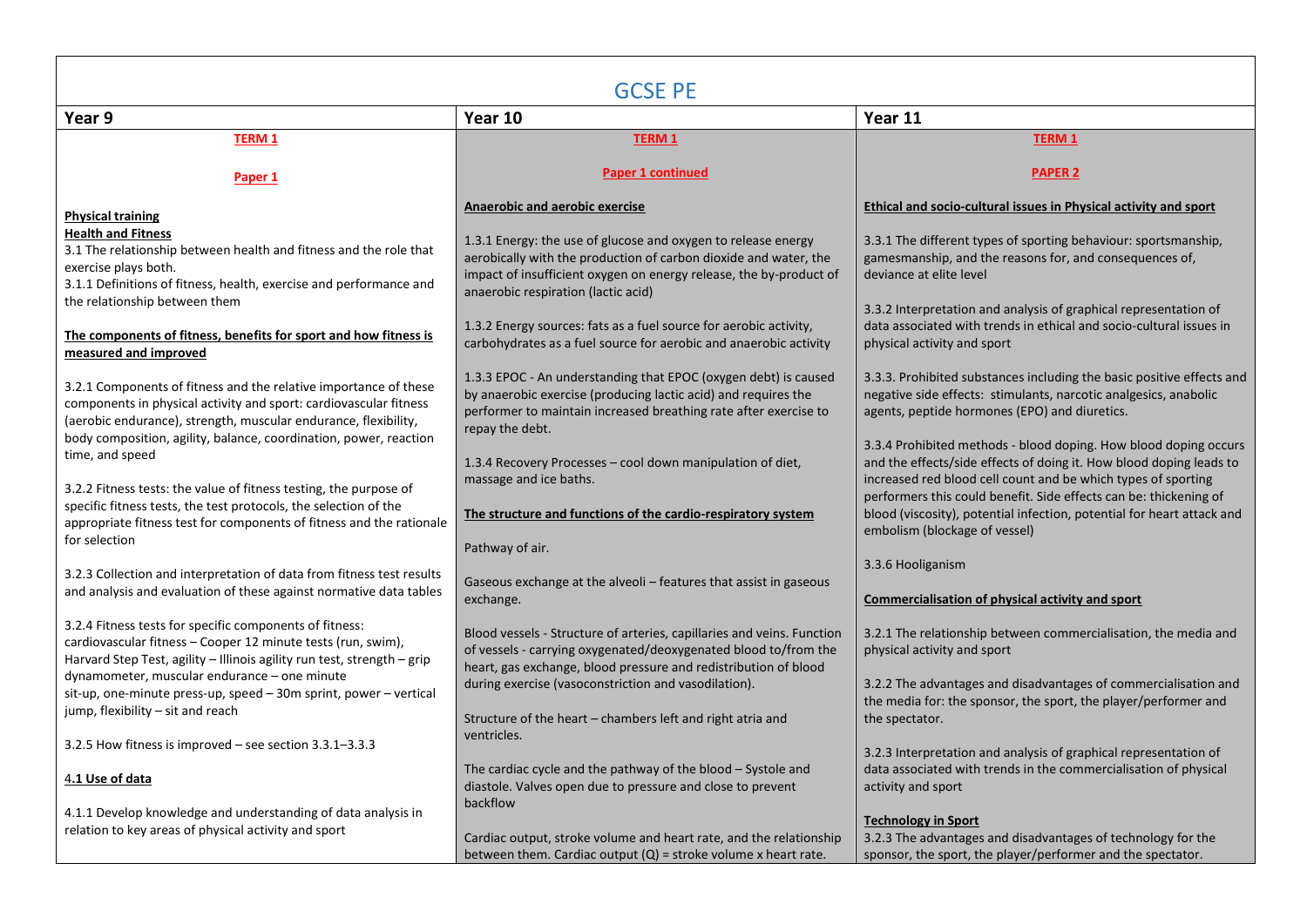# GCSE PE

| Year 9 | Year 10 | Year 11 |
|---|---|---|
| **TERM 1**<br><br>**Paper 1**<br><br>**Physical training**<br>**Health and Fitness**<br>3.1 The relationship between health and fitness and the role that exercise plays both.<br>3.1.1 Definitions of fitness, health, exercise and performance and the relationship between them<br><br>**The components of fitness, benefits for sport and how fitness is measured and improved**<br><br>3.2.1 Components of fitness and the relative importance of these components in physical activity and sport: cardiovascular fitness (aerobic endurance), strength, muscular endurance, flexibility, body composition, agility, balance, coordination, power, reaction time, and speed<br><br>3.2.2 Fitness tests: the value of fitness testing, the purpose of specific fitness tests, the test protocols, the selection of the appropriate fitness test for components of fitness and the rationale for selection<br><br>3.2.3 Collection and interpretation of data from fitness test results and analysis and evaluation of these against normative data tables<br><br>3.2.4 Fitness tests for specific components of fitness: cardiovascular fitness – Cooper 12 minute tests (run, swim), Harvard Step Test, agility – Illinois agility run test, strength – grip dynamometer, muscular endurance – one minute sit-up, one-minute press-up, speed – 30m sprint, power – vertical jump, flexibility – sit and reach<br><br>3.2.5 How fitness is improved – see section 3.3.1–3.3.3<br><br>**4.1 Use of data**<br><br>4.1.1 Develop knowledge and understanding of data analysis in relation to key areas of physical activity and sport | **TERM 1**<br><br>**Paper 1 continued**<br><br>**Anaerobic and aerobic exercise**<br><br>1.3.1 Energy: the use of glucose and oxygen to release energy aerobically with the production of carbon dioxide and water, the impact of insufficient oxygen on energy release, the by-product of anaerobic respiration (lactic acid)<br><br>1.3.2 Energy sources: fats as a fuel source for aerobic activity, carbohydrates as a fuel source for aerobic and anaerobic activity<br><br>1.3.3 EPOC - An understanding that EPOC (oxygen debt) is caused by anaerobic exercise (producing lactic acid) and requires the performer to maintain increased breathing rate after exercise to repay the debt.<br><br>1.3.4 Recovery Processes – cool down manipulation of diet, massage and ice baths.<br><br>**The structure and functions of the cardio-respiratory system**<br><br>Pathway of air.<br><br>Gaseous exchange at the alveoli – features that assist in gaseous exchange.<br><br>Blood vessels - Structure of arteries, capillaries and veins. Function of vessels - carrying oxygenated/deoxygenated blood to/from the heart, gas exchange, blood pressure and redistribution of blood during exercise (vasoconstriction and vasodilation).<br><br>Structure of the heart – chambers left and right atria and ventricles.<br><br>The cardiac cycle and the pathway of the blood – Systole and diastole. Valves open due to pressure and close to prevent backflow<br><br>Cardiac output, stroke volume and heart rate, and the relationship between them. Cardiac output (Q) = stroke volume x heart rate. | **TERM 1**<br><br>**PAPER 2**<br><br>**Ethical and socio-cultural issues in Physical activity and sport**<br><br>3.3.1 The different types of sporting behaviour: sportsmanship, gamesmanship, and the reasons for, and consequences of, deviance at elite level<br><br>3.3.2 Interpretation and analysis of graphical representation of data associated with trends in ethical and socio-cultural issues in physical activity and sport<br><br>3.3.3. Prohibited substances including the basic positive effects and negative side effects: stimulants, narcotic analgesics, anabolic agents, peptide hormones (EPO) and diuretics.<br><br>3.3.4 Prohibited methods - blood doping. How blood doping occurs and the effects/side effects of doing it. How blood doping leads to increased red blood cell count and be which types of sporting performers this could benefit. Side effects can be: thickening of blood (viscosity), potential infection, potential for heart attack and embolism (blockage of vessel)<br><br>3.3.6 Hooliganism<br><br>**Commercialisation of physical activity and sport**<br><br>3.2.1 The relationship between commercialisation, the media and physical activity and sport<br><br>3.2.2 The advantages and disadvantages of commercialisation and the media for: the sponsor, the sport, the player/performer and the spectator.<br><br>3.2.3 Interpretation and analysis of graphical representation of data associated with trends in the commercialisation of physical activity and sport<br><br>**Technology in Sport**<br>3.2.3 The advantages and disadvantages of technology for the sponsor, the sport, the player/performer and the spectator. |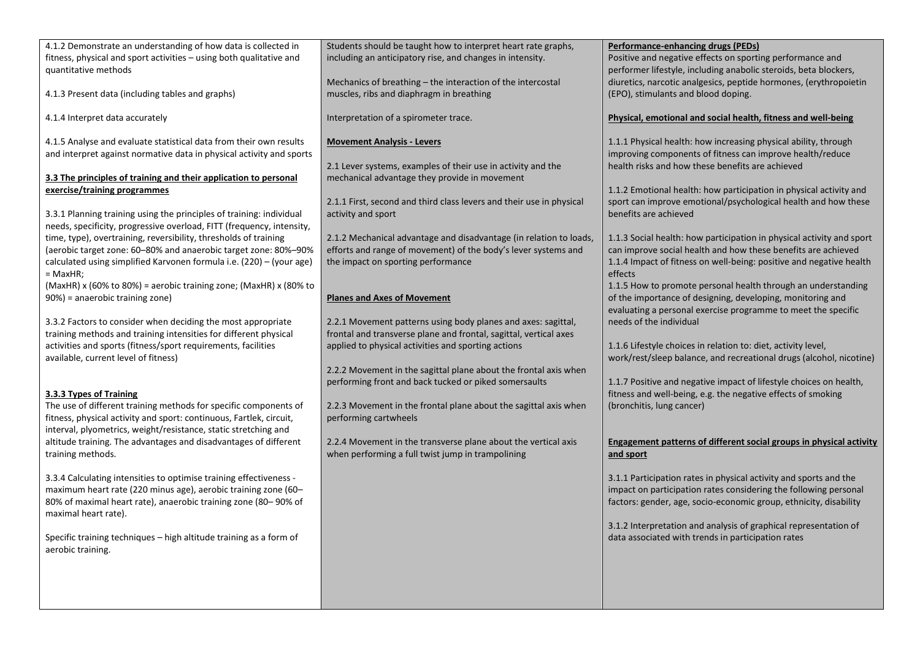4.1.2 Demonstrate an understanding of how data is collected in fitness, physical and sport activities – using both qualitative and quantitative methods

4.1.3 Present data (including tables and graphs)

4.1.4 Interpret data accurately

4.1.5 Analyse and evaluate statistical data from their own results and interpret against normative data in physical activity and sports

**3.3 The principles of training and their application to personal exercise/training programmes**

3.3.1 Planning training using the principles of training: individual needs, specificity, progressive overload, FITT (frequency, intensity, time, type), overtraining, reversibility, thresholds of training (aerobic target zone: 60–80% and anaerobic target zone: 80%–90% calculated using simplified Karvonen formula i.e. (220) – (your age) = MaxHR;
(MaxHR) x (60% to 80%) = aerobic training zone; (MaxHR) x (80% to 90%) = anaerobic training zone)

3.3.2 Factors to consider when deciding the most appropriate training methods and training intensities for different physical activities and sports (fitness/sport requirements, facilities available, current level of fitness)

**3.3.3 Types of Training**

The use of different training methods for specific components of fitness, physical activity and sport: continuous, Fartlek, circuit, interval, plyometrics, weight/resistance, static stretching and altitude training. The advantages and disadvantages of different training methods.

3.3.4 Calculating intensities to optimise training effectiveness - maximum heart rate (220 minus age), aerobic training zone (60–80% of maximal heart rate), anaerobic training zone (80– 90% of maximal heart rate).

Specific training techniques – high altitude training as a form of aerobic training.

Students should be taught how to interpret heart rate graphs, including an anticipatory rise, and changes in intensity.

Mechanics of breathing – the interaction of the intercostal muscles, ribs and diaphragm in breathing

Interpretation of a spirometer trace.

**Movement Analysis - Levers**

2.1 Lever systems, examples of their use in activity and the mechanical advantage they provide in movement

2.1.1 First, second and third class levers and their use in physical activity and sport

2.1.2 Mechanical advantage and disadvantage (in relation to loads, efforts and range of movement) of the body's lever systems and the impact on sporting performance

**Planes and Axes of Movement**

2.2.1 Movement patterns using body planes and axes: sagittal, frontal and transverse plane and frontal, sagittal, vertical axes applied to physical activities and sporting actions

2.2.2 Movement in the sagittal plane about the frontal axis when performing front and back tucked or piked somersaults

2.2.3 Movement in the frontal plane about the sagittal axis when performing cartwheels

2.2.4 Movement in the transverse plane about the vertical axis when performing a full twist jump in trampolining

**Performance-enhancing drugs (PEDs)**

Positive and negative effects on sporting performance and performer lifestyle, including anabolic steroids, beta blockers, diuretics, narcotic analgesics, peptide hormones, (erythropoietin (EPO), stimulants and blood doping.

**Physical, emotional and social health, fitness and well-being**

1.1.1 Physical health: how increasing physical ability, through improving components of fitness can improve health/reduce health risks and how these benefits are achieved

1.1.2 Emotional health: how participation in physical activity and sport can improve emotional/psychological health and how these benefits are achieved

1.1.3 Social health: how participation in physical activity and sport can improve social health and how these benefits are achieved
1.1.4 Impact of fitness on well-being: positive and negative health effects
1.1.5 How to promote personal health through an understanding of the importance of designing, developing, monitoring and evaluating a personal exercise programme to meet the specific needs of the individual

1.1.6 Lifestyle choices in relation to: diet, activity level, work/rest/sleep balance, and recreational drugs (alcohol, nicotine)

1.1.7 Positive and negative impact of lifestyle choices on health, fitness and well-being, e.g. the negative effects of smoking (bronchitis, lung cancer)

**Engagement patterns of different social groups in physical activity and sport**

3.1.1 Participation rates in physical activity and sports and the impact on participation rates considering the following personal factors: gender, age, socio-economic group, ethnicity, disability

3.1.2 Interpretation and analysis of graphical representation of data associated with trends in participation rates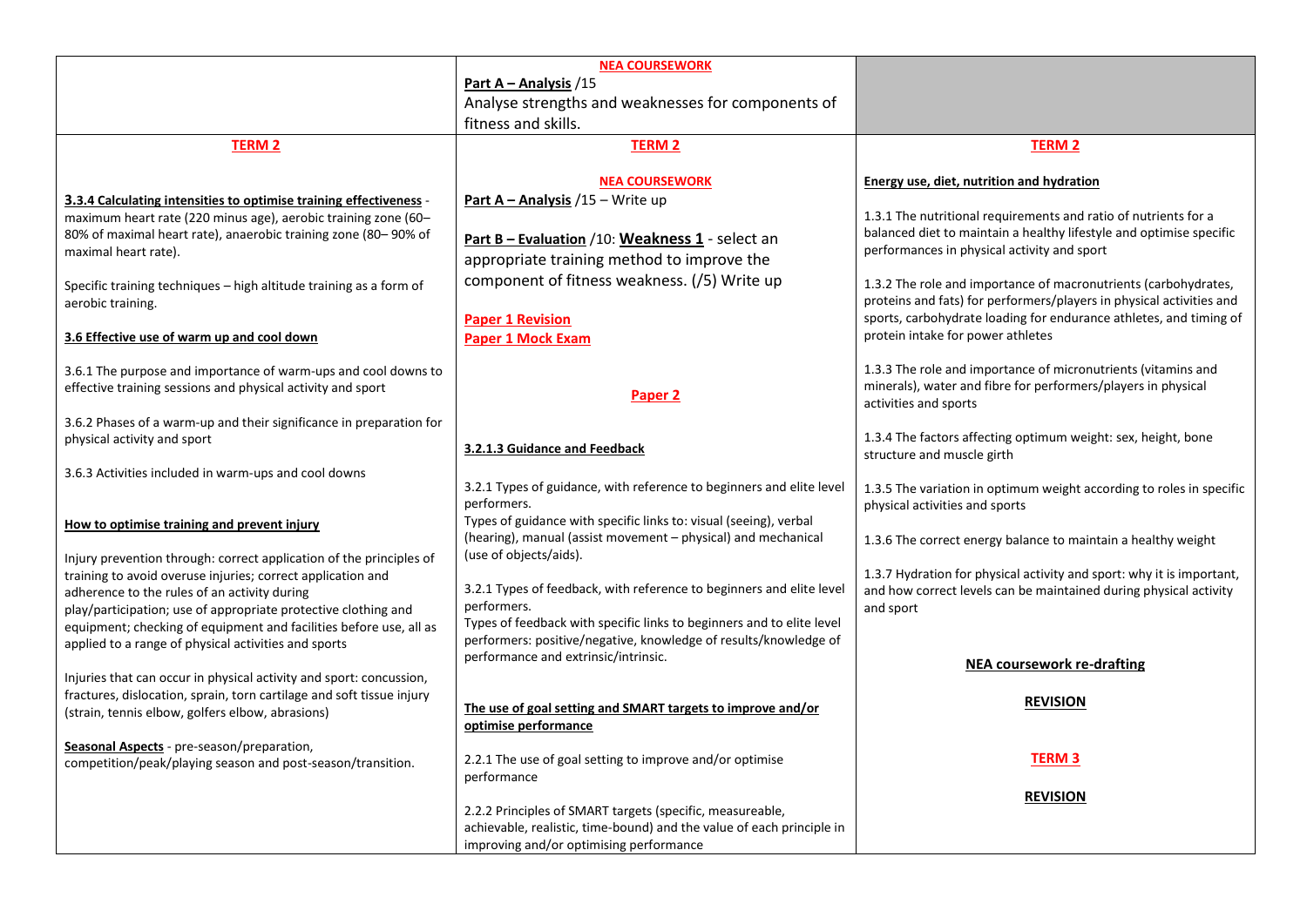| | | |
|---|---|---|
| | **NEA COURSEWORK**<br>**Part A – Analysis** /15<br>Analyse strengths and weaknesses for components of fitness and skills. | |
| **TERM 2** | **TERM 2** | **TERM 2** |
| **3.3.4 Calculating intensities to optimise training effectiveness** - maximum heart rate (220 minus age), aerobic training zone (60–80% of maximal heart rate), anaerobic training zone (80– 90% of maximal heart rate).<br><br>Specific training techniques – high altitude training as a form of aerobic training.<br><br>**3.6 Effective use of warm up and cool down**<br><br>3.6.1 The purpose and importance of warm-ups and cool downs to effective training sessions and physical activity and sport<br><br>3.6.2 Phases of a warm-up and their significance in preparation for physical activity and sport<br><br>3.6.3 Activities included in warm-ups and cool downs<br><br>**How to optimise training and prevent injury**<br><br>Injury prevention through: correct application of the principles of training to avoid overuse injuries; correct application and adherence to the rules of an activity during play/participation; use of appropriate protective clothing and equipment; checking of equipment and facilities before use, all as applied to a range of physical activities and sports<br><br>Injuries that can occur in physical activity and sport: concussion, fractures, dislocation, sprain, torn cartilage and soft tissue injury (strain, tennis elbow, golfers elbow, abrasions)<br><br>**Seasonal Aspects** - pre-season/preparation, competition/peak/playing season and post-season/transition. | **NEA COURSEWORK**<br>**Part A – Analysis** /15 – Write up<br><br>**Part B – Evaluation** /10: **Weakness 1** - select an appropriate training method to improve the component of fitness weakness. (/5) Write up<br><br>**Paper 1 Revision**<br>**Paper 1 Mock Exam**<br><br>**Paper 2**<br><br>**3.2.1.3 Guidance and Feedback**<br><br>3.2.1 Types of guidance, with reference to beginners and elite level performers.<br>Types of guidance with specific links to: visual (seeing), verbal (hearing), manual (assist movement – physical) and mechanical (use of objects/aids).<br><br>3.2.1 Types of feedback, with reference to beginners and elite level performers.<br>Types of feedback with specific links to beginners and to elite level performers: positive/negative, knowledge of results/knowledge of performance and extrinsic/intrinsic.<br><br>**The use of goal setting and SMART targets to improve and/or optimise performance**<br><br>2.2.1 The use of goal setting to improve and/or optimise performance<br><br>2.2.2 Principles of SMART targets (specific, measureable, achievable, realistic, time-bound) and the value of each principle in improving and/or optimising performance | **Energy use, diet, nutrition and hydration**<br><br>1.3.1 The nutritional requirements and ratio of nutrients for a balanced diet to maintain a healthy lifestyle and optimise specific performances in physical activity and sport<br><br>1.3.2 The role and importance of macronutrients (carbohydrates, proteins and fats) for performers/players in physical activities and sports, carbohydrate loading for endurance athletes, and timing of protein intake for power athletes<br><br>1.3.3 The role and importance of micronutrients (vitamins and minerals), water and fibre for performers/players in physical activities and sports<br><br>1.3.4 The factors affecting optimum weight: sex, height, bone structure and muscle girth<br><br>1.3.5 The variation in optimum weight according to roles in specific physical activities and sports<br><br>1.3.6 The correct energy balance to maintain a healthy weight<br><br>1.3.7 Hydration for physical activity and sport: why it is important, and how correct levels can be maintained during physical activity and sport<br><br>**NEA coursework re-drafting**<br><br>**REVISION**<br><br>**TERM 3**<br><br>**REVISION** |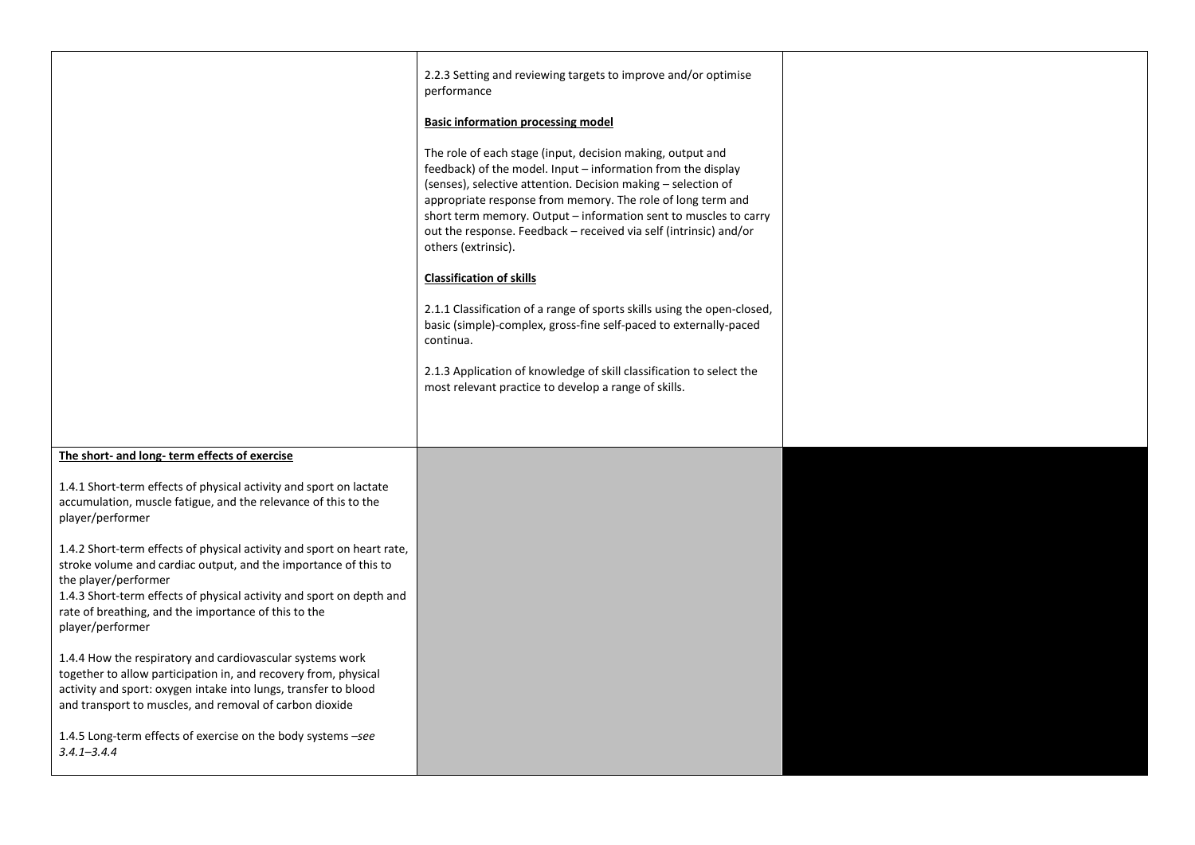| | | |
|---|---|---|
| | 2.2.3 Setting and reviewing targets to improve and/or optimise performance<br><br>**Basic information processing model**<br><br>The role of each stage (input, decision making, output and feedback) of the model. Input – information from the display (senses), selective attention. Decision making – selection of appropriate response from memory. The role of long term and short term memory. Output – information sent to muscles to carry out the response. Feedback – received via self (intrinsic) and/or others (extrinsic).<br><br>**Classification of skills**<br><br>2.1.1 Classification of a range of sports skills using the open-closed, basic (simple)-complex, gross-fine self-paced to externally-paced continua.<br><br>2.1.3 Application of knowledge of skill classification to select the most relevant practice to develop a range of skills. | |
| **The short- and long- term effects of exercise**<br><br>1.4.1 Short-term effects of physical activity and sport on lactate accumulation, muscle fatigue, and the relevance of this to the player/performer<br><br>1.4.2 Short-term effects of physical activity and sport on heart rate, stroke volume and cardiac output, and the importance of this to the player/performer<br>1.4.3 Short-term effects of physical activity and sport on depth and rate of breathing, and the importance of this to the player/performer<br><br>1.4.4 How the respiratory and cardiovascular systems work together to allow participation in, and recovery from, physical activity and sport: oxygen intake into lungs, transfer to blood and transport to muscles, and removal of carbon dioxide<br><br>1.4.5 Long-term effects of exercise on the body systems –*see 3.4.1–3.4.4* | | |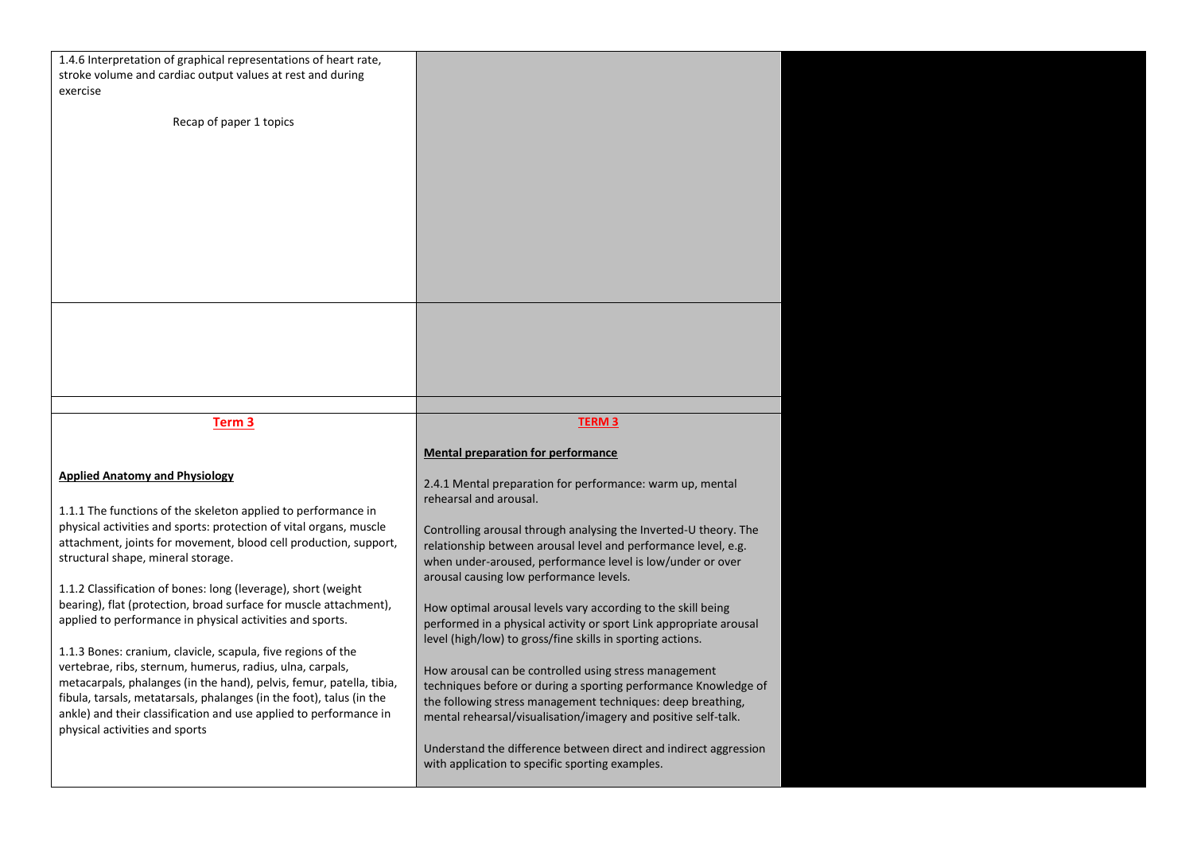| | | |
|---|---|---|
| 1.4.6 Interpretation of graphical representations of heart rate, stroke volume and cardiac output values at rest and during exercise<br><br>Recap of paper 1 topics | | |
| | | |
| | | |
| **Term 3**<br><br>**Applied Anatomy and Physiology**<br><br>1.1.1 The functions of the skeleton applied to performance in physical activities and sports: protection of vital organs, muscle attachment, joints for movement, blood cell production, support, structural shape, mineral storage.<br><br>1.1.2 Classification of bones: long (leverage), short (weight bearing), flat (protection, broad surface for muscle attachment), applied to performance in physical activities and sports.<br><br>1.1.3 Bones: cranium, clavicle, scapula, five regions of the vertebrae, ribs, sternum, humerus, radius, ulna, carpals, metacarpals, phalanges (in the hand), pelvis, femur, patella, tibia, fibula, tarsals, metatarsals, phalanges (in the foot), talus (in the ankle) and their classification and use applied to performance in physical activities and sports | **TERM 3**<br><br>**Mental preparation for performance**<br><br>2.4.1 Mental preparation for performance: warm up, mental rehearsal and arousal.<br><br>Controlling arousal through analysing the Inverted-U theory. The relationship between arousal level and performance level, e.g. when under-aroused, performance level is low/under or over arousal causing low performance levels.<br><br>How optimal arousal levels vary according to the skill being performed in a physical activity or sport Link appropriate arousal level (high/low) to gross/fine skills in sporting actions.<br><br>How arousal can be controlled using stress management techniques before or during a sporting performance Knowledge of the following stress management techniques: deep breathing, mental rehearsal/visualisation/imagery and positive self-talk.<br><br>Understand the difference between direct and indirect aggression with application to specific sporting examples. | |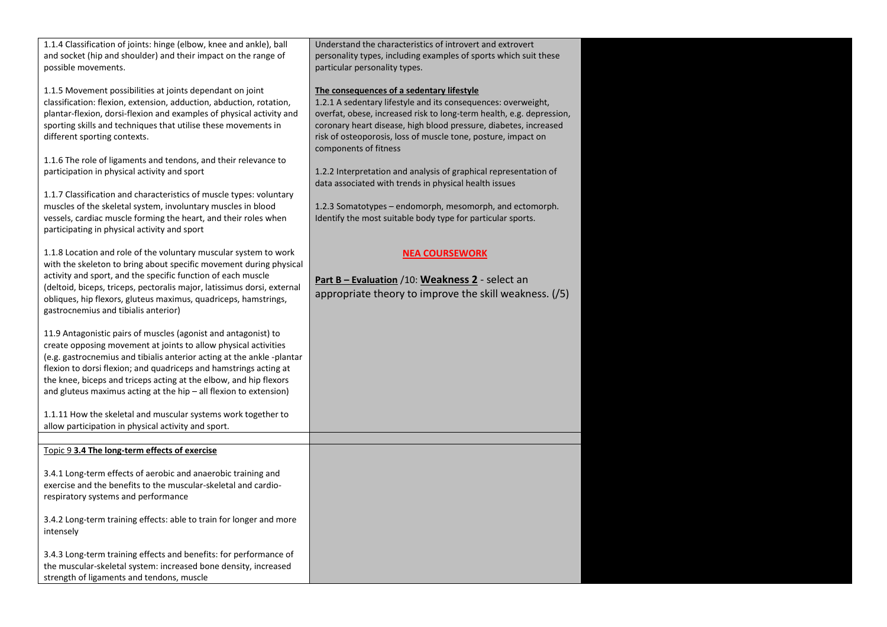| | | |
|---|---|---|
| 1.1.4 Classification of joints: hinge (elbow, knee and ankle), ball and socket (hip and shoulder) and their impact on the range of possible movements.<br><br>1.1.5 Movement possibilities at joints dependant on joint classification: flexion, extension, adduction, abduction, rotation, plantar-flexion, dorsi-flexion and examples of physical activity and sporting skills and techniques that utilise these movements in different sporting contexts.<br><br>1.1.6 The role of ligaments and tendons, and their relevance to participation in physical activity and sport<br><br>1.1.7 Classification and characteristics of muscle types: voluntary muscles of the skeletal system, involuntary muscles in blood vessels, cardiac muscle forming the heart, and their roles when participating in physical activity and sport<br><br>1.1.8 Location and role of the voluntary muscular system to work with the skeleton to bring about specific movement during physical activity and sport, and the specific function of each muscle (deltoid, biceps, triceps, pectoralis major, latissimus dorsi, external obliques, hip flexors, gluteus maximus, quadriceps, hamstrings, gastrocnemius and tibialis anterior)<br><br>11.9 Antagonistic pairs of muscles (agonist and antagonist) to create opposing movement at joints to allow physical activities (e.g. gastrocnemius and tibialis anterior acting at the ankle -plantar flexion to dorsi flexion; and quadriceps and hamstrings acting at the knee, biceps and triceps acting at the elbow, and hip flexors and gluteus maximus acting at the hip – all flexion to extension)<br><br>1.1.11 How the skeletal and muscular systems work together to allow participation in physical activity and sport. | Understand the characteristics of introvert and extrovert personality types, including examples of sports which suit these particular personality types.<br><br>**The consequences of a sedentary lifestyle**<br>1.2.1 A sedentary lifestyle and its consequences: overweight, overfat, obese, increased risk to long-term health, e.g. depression, coronary heart disease, high blood pressure, diabetes, increased risk of osteoporosis, loss of muscle tone, posture, impact on components of fitness<br><br>1.2.2 Interpretation and analysis of graphical representation of data associated with trends in physical health issues<br><br>1.2.3 Somatotypes – endomorph, mesomorph, and ectomorph. Identify the most suitable body type for particular sports.<br><br>**NEA COURSEWORK**<br><br>**Part B – Evaluation** /10: **Weakness 2** - select an appropriate theory to improve the skill weakness. (/5) | |
| | | |
| Topic 9 **3.4 The long-term effects of exercise**<br><br>3.4.1 Long-term effects of aerobic and anaerobic training and exercise and the benefits to the muscular-skeletal and cardio-respiratory systems and performance<br><br>3.4.2 Long-term training effects: able to train for longer and more intensely<br><br>3.4.3 Long-term training effects and benefits: for performance of the muscular-skeletal system: increased bone density, increased strength of ligaments and tendons, muscle | | |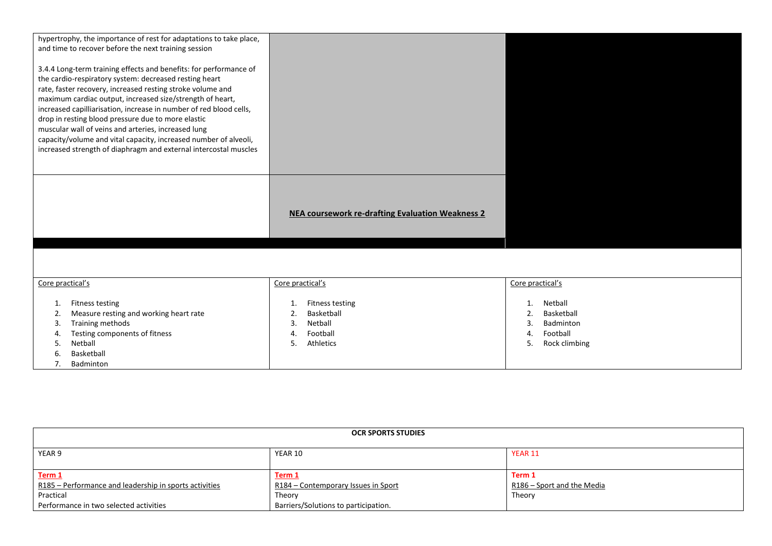| | | |
|---|---|---|
| hypertrophy, the importance of rest for adaptations to take place, and time to recover before the next training session<br><br>3.4.4 Long-term training effects and benefits: for performance of the cardio-respiratory system: decreased resting heart rate, faster recovery, increased resting stroke volume and maximum cardiac output, increased size/strength of heart, increased capilliarisation, increase in number of red blood cells, drop in resting blood pressure due to more elastic muscular wall of veins and arteries, increased lung capacity/volume and vital capacity, increased number of alveoli, increased strength of diaphragm and external intercostal muscles | | |
| | **NEA coursework re-drafting Evaluation Weakness 2** | |
| | | |
| Core practical's<br><br>1. Fitness testing<br>2. Measure resting and working heart rate<br>3. Training methods<br>4. Testing components of fitness<br>5. Netball<br>6. Basketball<br>7. Badminton | Core practical's<br><br>1. Fitness testing<br>2. Basketball<br>3. Netball<br>4. Football<br>5. Athletics | Core practical's<br><br>1. Netball<br>2. Basketball<br>3. Badminton<br>4. Football<br>5. Rock climbing |

| OCR SPORTS STUDIES | | |
|---|---|---|
| YEAR 9 | YEAR 10 | YEAR 11 |
| **Term 1**<br>R185 – Performance and leadership in sports activities<br>Practical<br>Performance in two selected activities | **Term 1**<br>R184 – Contemporary Issues in Sport<br>Theory<br>Barriers/Solutions to participation. | **Term 1**<br>R186 – Sport and the Media<br>Theory |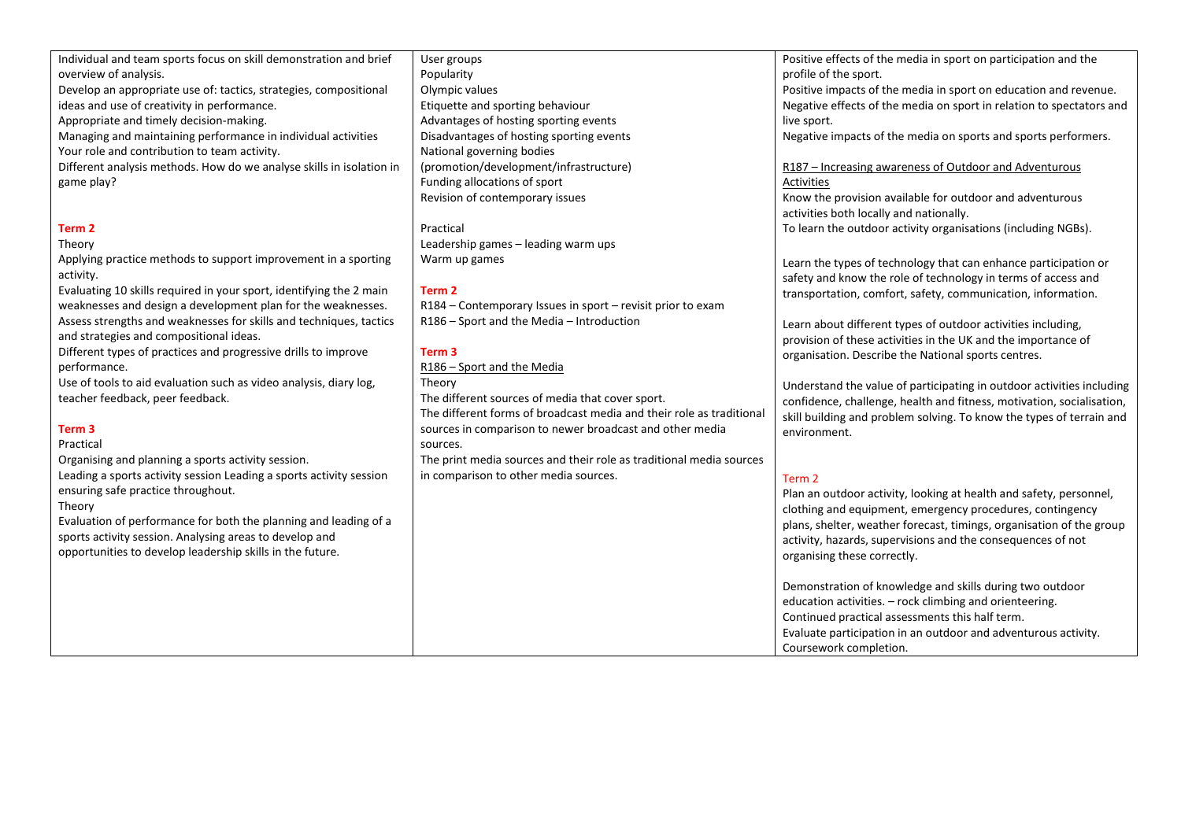| | | |
|---|---|---|
| Individual and team sports focus on skill demonstration and brief overview of analysis.<br>Develop an appropriate use of: tactics, strategies, compositional ideas and use of creativity in performance.<br>Appropriate and timely decision-making.<br>Managing and maintaining performance in individual activities<br>Your role and contribution to team activity.<br>Different analysis methods. How do we analyse skills in isolation in game play?<br><br>**Term 2**<br>Theory<br>Applying practice methods to support improvement in a sporting activity.<br>Evaluating 10 skills required in your sport, identifying the 2 main weaknesses and design a development plan for the weaknesses.<br>Assess strengths and weaknesses for skills and techniques, tactics and strategies and compositional ideas.<br>Different types of practices and progressive drills to improve performance.<br>Use of tools to aid evaluation such as video analysis, diary log, teacher feedback, peer feedback.<br><br>**Term 3**<br>Practical<br>Organising and planning a sports activity session.<br>Leading a sports activity session Leading a sports activity session ensuring safe practice throughout.<br>Theory<br>Evaluation of performance for both the planning and leading of a sports activity session. Analysing areas to develop and opportunities to develop leadership skills in the future. | User groups<br>Popularity<br>Olympic values<br>Etiquette and sporting behaviour<br>Advantages of hosting sporting events<br>Disadvantages of hosting sporting events<br>National governing bodies (promotion/development/infrastructure)<br>Funding allocations of sport<br>Revision of contemporary issues<br><br>Practical<br>Leadership games – leading warm ups<br>Warm up games<br><br>**Term 2**<br>R184 – Contemporary Issues in sport – revisit prior to exam<br>R186 – Sport and the Media – Introduction<br><br>**Term 3**<br>R186 – Sport and the Media<br>Theory<br>The different sources of media that cover sport.<br>The different forms of broadcast media and their role as traditional sources in comparison to newer broadcast and other media sources.<br>The print media sources and their role as traditional media sources in comparison to other media sources. | Positive effects of the media in sport on participation and the profile of the sport.<br>Positive impacts of the media in sport on education and revenue.<br>Negative effects of the media on sport in relation to spectators and live sport.<br>Negative impacts of the media on sports and sports performers.<br><br>R187 – Increasing awareness of Outdoor and Adventurous Activities<br>Know the provision available for outdoor and adventurous activities both locally and nationally.<br>To learn the outdoor activity organisations (including NGBs).<br><br>Learn the types of technology that can enhance participation or safety and know the role of technology in terms of access and transportation, comfort, safety, communication, information.<br><br>Learn about different types of outdoor activities including, provision of these activities in the UK and the importance of organisation. Describe the National sports centres.<br><br>Understand the value of participating in outdoor activities including confidence, challenge, health and fitness, motivation, socialisation, skill building and problem solving. To know the types of terrain and environment.<br><br>Term 2<br>Plan an outdoor activity, looking at health and safety, personnel, clothing and equipment, emergency procedures, contingency plans, shelter, weather forecast, timings, organisation of the group activity, hazards, supervisions and the consequences of not organising these correctly.<br><br>Demonstration of knowledge and skills during two outdoor education activities. – rock climbing and orienteering.<br>Continued practical assessments this half term.<br>Evaluate participation in an outdoor and adventurous activity.<br>Coursework completion. |